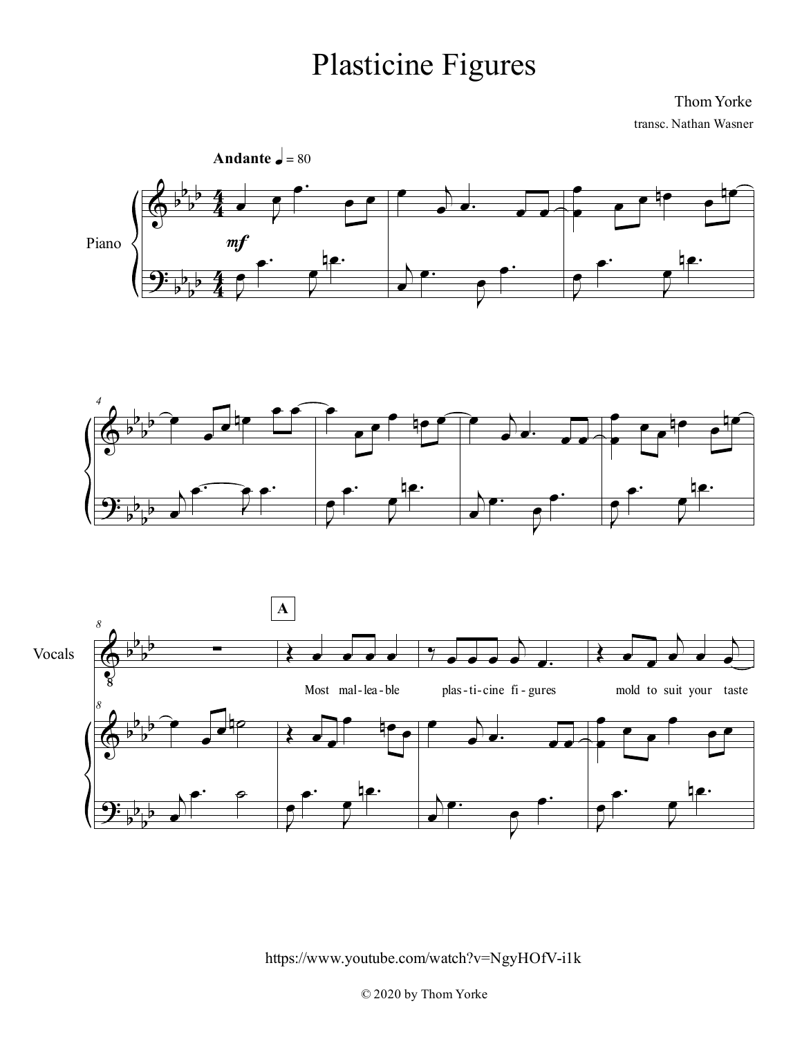# Plasticine Figures

Thom Yorke

transc. Nathan Wasner

**Andante** ♩ = 80

Piano

*mf*

**A**

Vocals

Most mal - lea - ble plas - ti - cine fi - gures mold to suit your taste

https://www.youtube.com/watch?v=NgyHOfV-i1k

© 2020 by Thom Yorke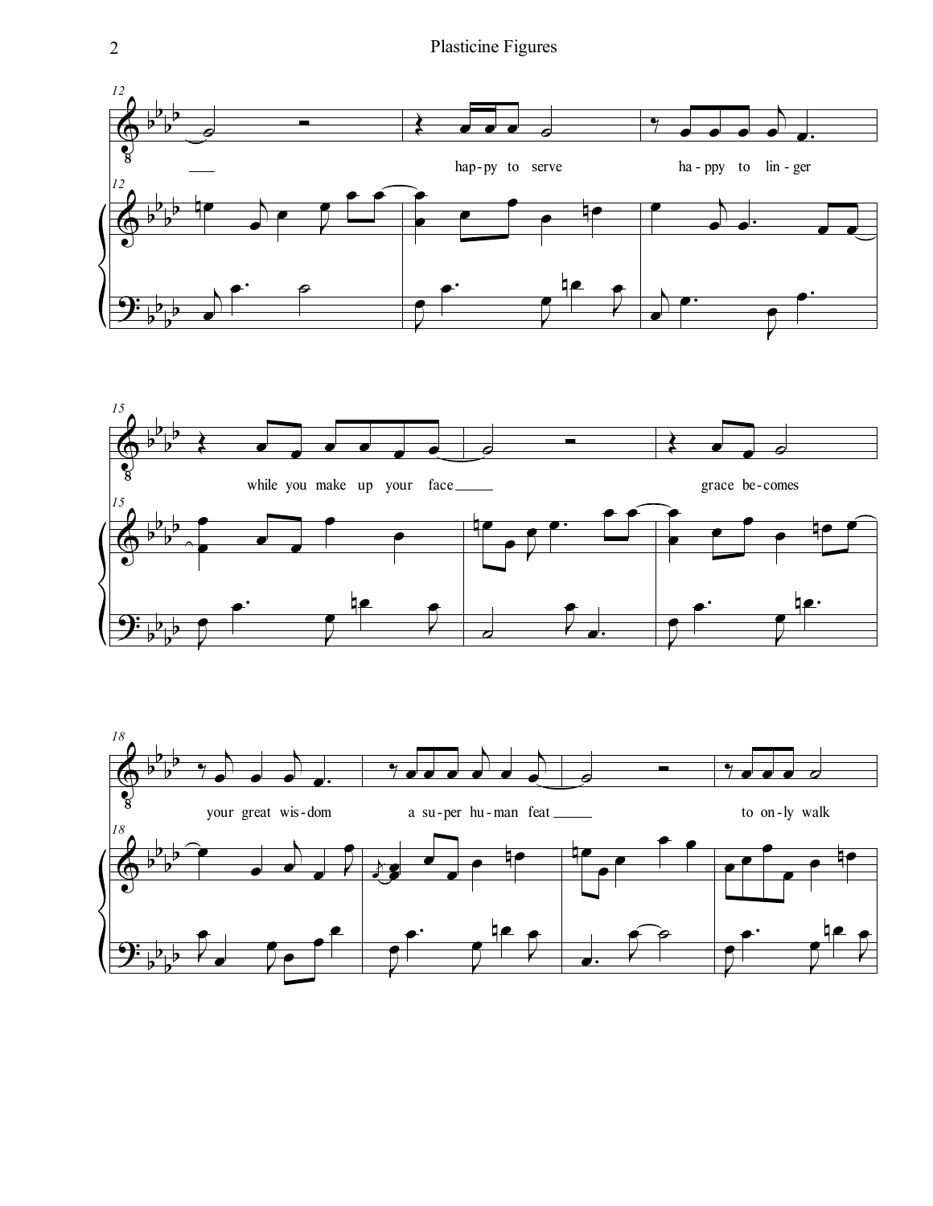hap-py to serve ha-ppy to lin-ger

while you make up your face grace be-comes

your great wis-dom a su-per hu-man feat to on-ly walk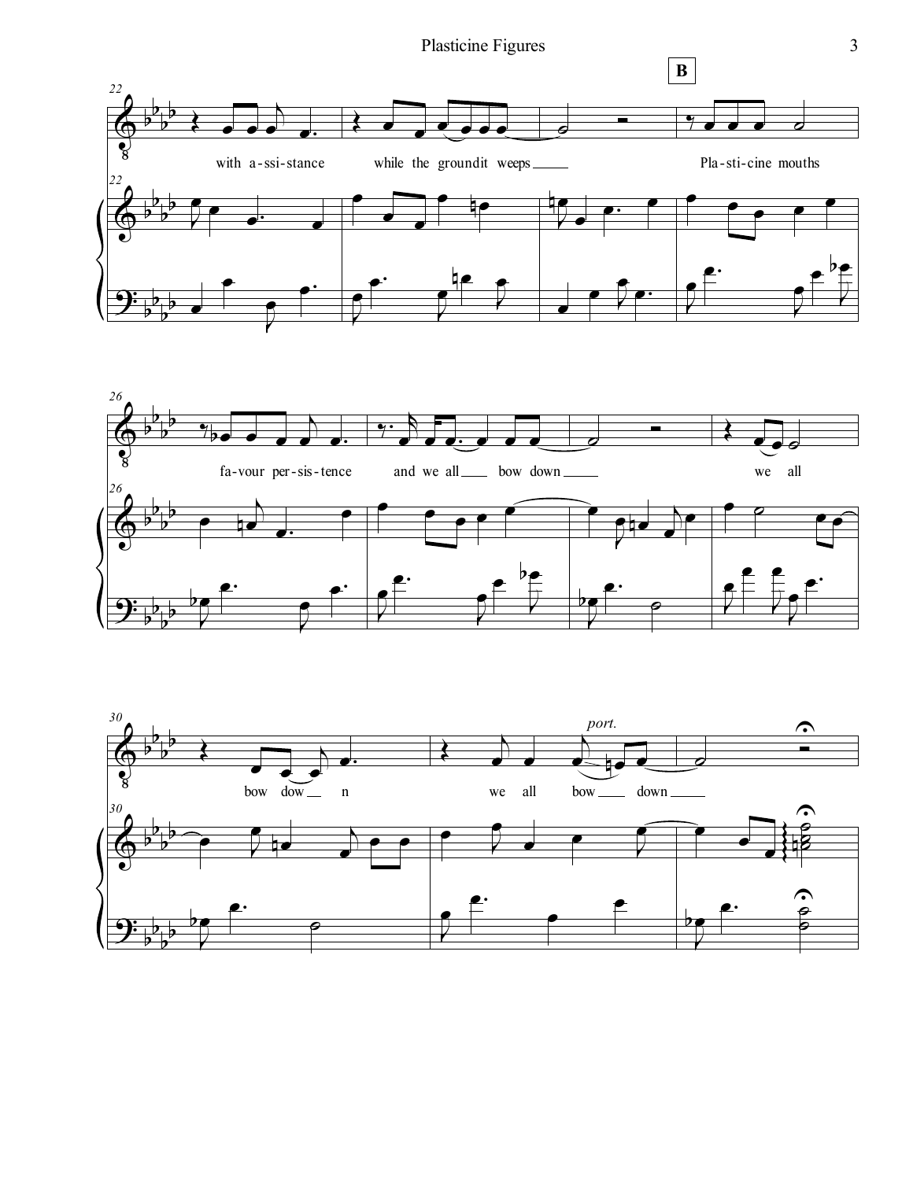**B**

with a-ssi-stance while the groundit weeps Pla-sti-cine mouths

fa-vour per-sis-tence and we all bow down we all

bow dow n we all bow down

*port.*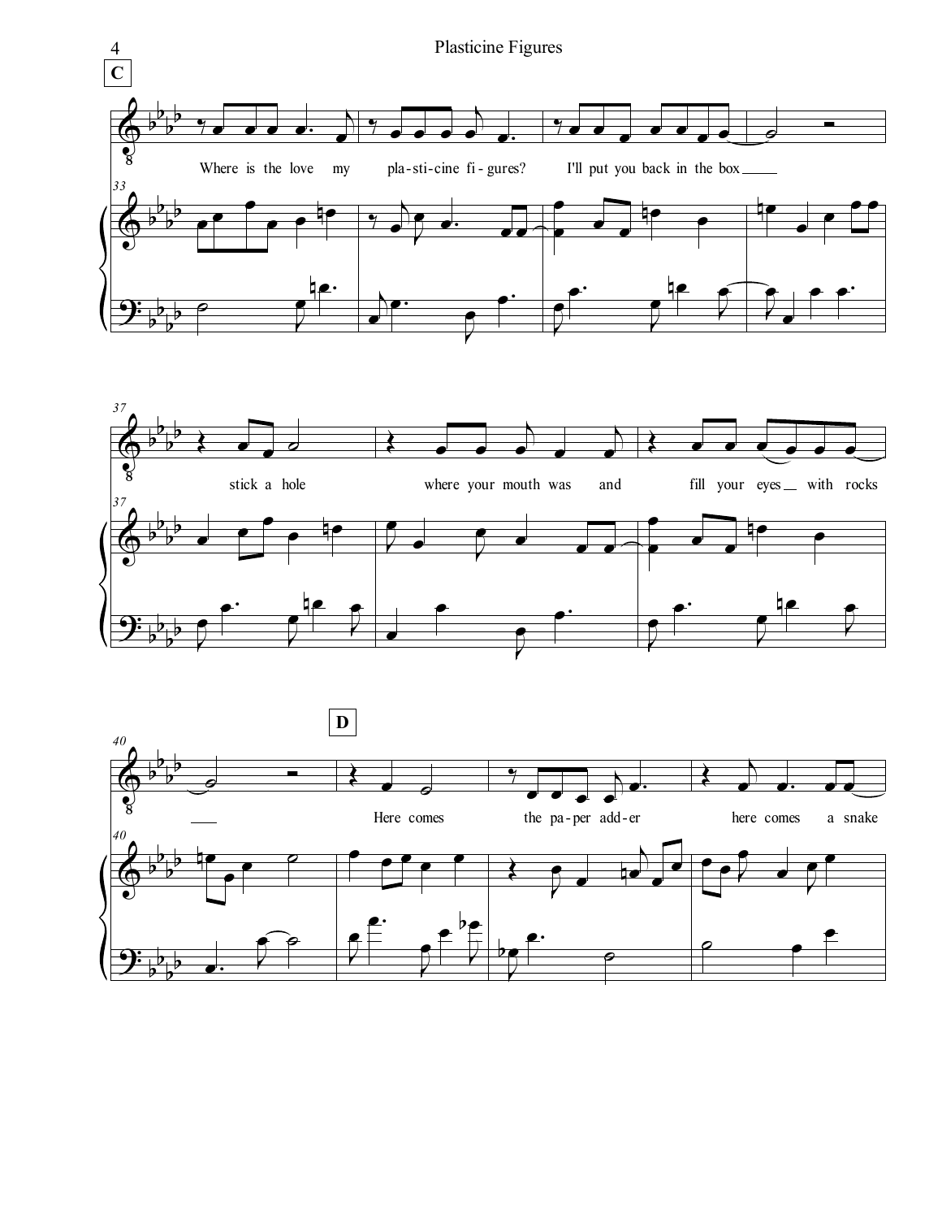**C**

Where is the love my pla-sti-cine fi-gures? I'll put you back in the box ___

stick a hole where your mouth was and fill your eyes ___ with rocks

**D**

Here comes the pa-per add-er here comes a snake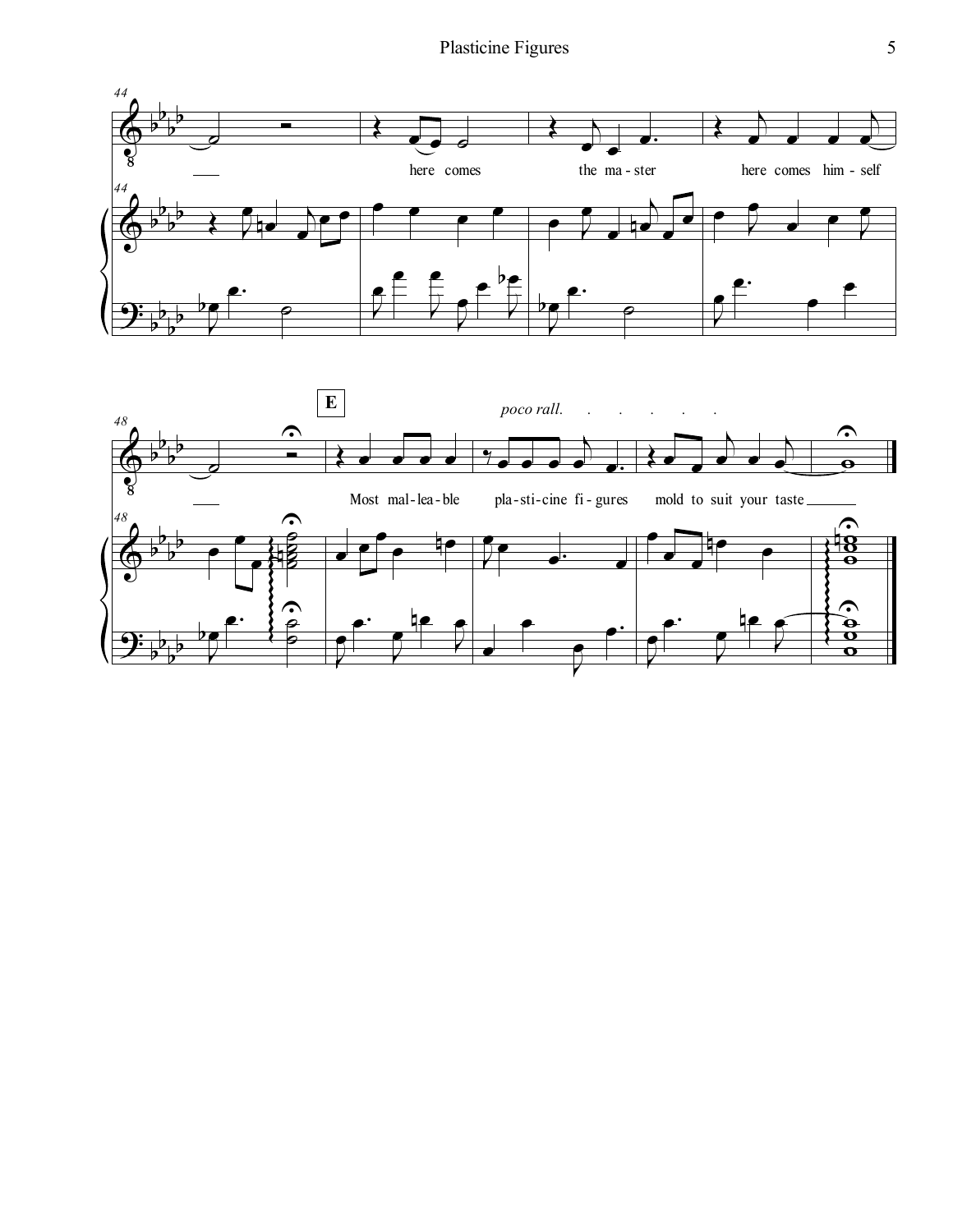44

here comes the ma - ster here comes him - self

48

**E**

*poco rall.*

Most mal - lea - ble pla - sti - cine fi - gures mold to suit your taste